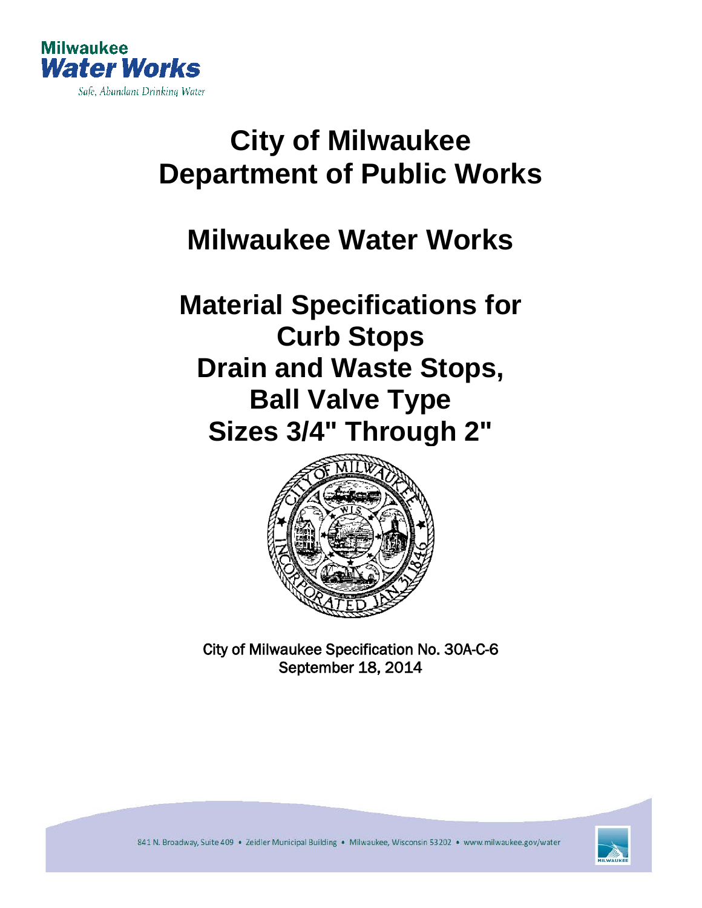Milwaukee
**Water Works**
*Safe, Abundant Drinking Water*

# City of Milwaukee
# Department of Public Works

# Milwaukee Water Works

# Material Specifications for
# Curb Stops
# Drain and Waste Stops,
# Ball Valve Type
# Sizes 3/4" Through 2"

City of Milwaukee Specification No. 30A-C-6
September 18, 2014

841 N. Broadway, Suite 409 • Zeidler Municipal Building • Milwaukee, Wisconsin 53202 • www.milwaukee.gov/water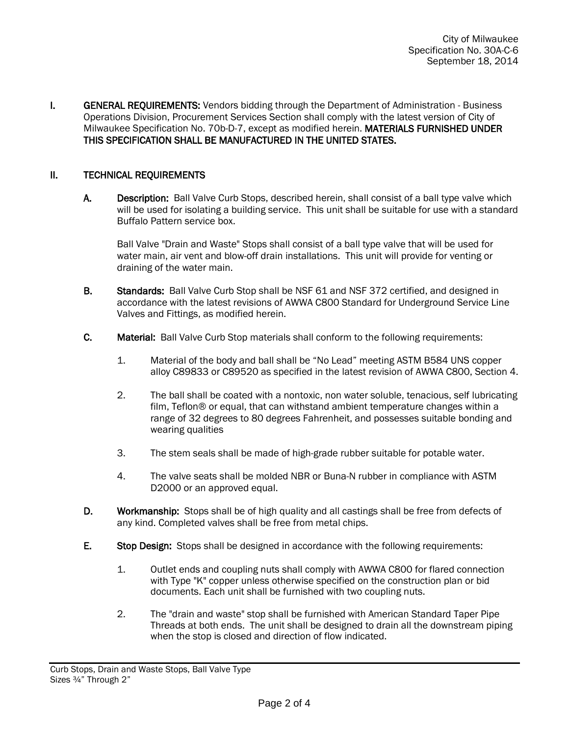City of Milwaukee
Specification No. 30A-C-6
September 18, 2014

**I. GENERAL REQUIREMENTS:** Vendors bidding through the Department of Administration - Business Operations Division, Procurement Services Section shall comply with the latest version of City of Milwaukee Specification No. 70b-D-7, except as modified herein. **MATERIALS FURNISHED UNDER THIS SPECIFICATION SHALL BE MANUFACTURED IN THE UNITED STATES.**

**II. TECHNICAL REQUIREMENTS**

**A. Description:** Ball Valve Curb Stops, described herein, shall consist of a ball type valve which will be used for isolating a building service. This unit shall be suitable for use with a standard Buffalo Pattern service box.

Ball Valve "Drain and Waste" Stops shall consist of a ball type valve that will be used for water main, air vent and blow-off drain installations. This unit will provide for venting or draining of the water main.

**B. Standards:** Ball Valve Curb Stop shall be NSF 61 and NSF 372 certified, and designed in accordance with the latest revisions of AWWA C800 Standard for Underground Service Line Valves and Fittings, as modified herein.

**C. Material:** Ball Valve Curb Stop materials shall conform to the following requirements:

1. Material of the body and ball shall be “No Lead” meeting ASTM B584 UNS copper alloy C89833 or C89520 as specified in the latest revision of AWWA C800, Section 4.
2. The ball shall be coated with a nontoxic, non water soluble, tenacious, self lubricating film, Teflon® or equal, that can withstand ambient temperature changes within a range of 32 degrees to 80 degrees Fahrenheit, and possesses suitable bonding and wearing qualities
3. The stem seals shall be made of high-grade rubber suitable for potable water.
4. The valve seats shall be molded NBR or Buna-N rubber in compliance with ASTM D2000 or an approved equal.

**D. Workmanship:** Stops shall be of high quality and all castings shall be free from defects of any kind. Completed valves shall be free from metal chips.

**E. Stop Design:** Stops shall be designed in accordance with the following requirements:

1. Outlet ends and coupling nuts shall comply with AWWA C800 for flared connection with Type "K" copper unless otherwise specified on the construction plan or bid documents. Each unit shall be furnished with two coupling nuts.
2. The "drain and waste" stop shall be furnished with American Standard Taper Pipe Threads at both ends. The unit shall be designed to drain all the downstream piping when the stop is closed and direction of flow indicated.

Curb Stops, Drain and Waste Stops, Ball Valve Type
Sizes ¾” Through 2”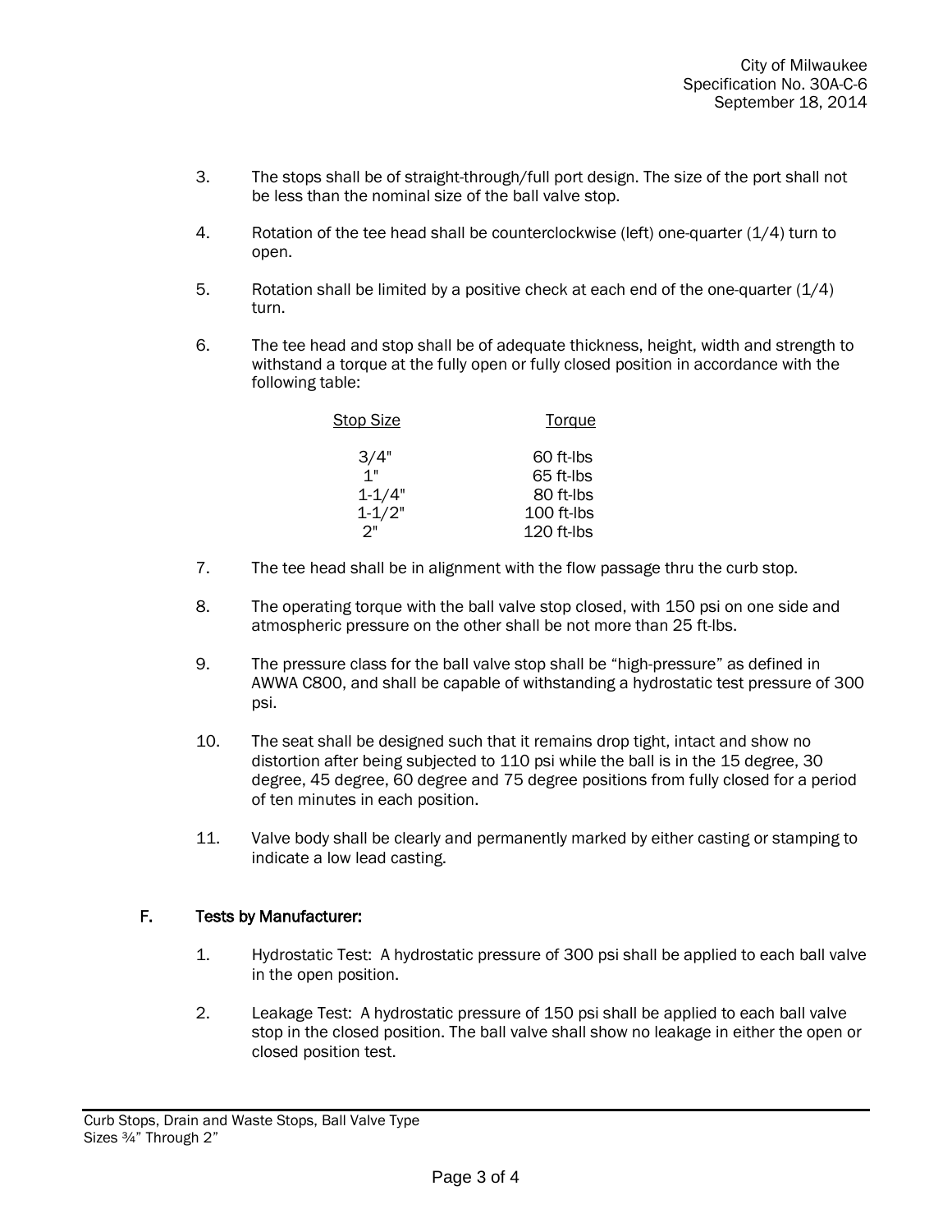3. The stops shall be of straight-through/full port design. The size of the port shall not be less than the nominal size of the ball valve stop.

4. Rotation of the tee head shall be counterclockwise (left) one-quarter (1/4) turn to open.

5. Rotation shall be limited by a positive check at each end of the one-quarter (1/4) turn.

6. The tee head and stop shall be of adequate thickness, height, width and strength to withstand a torque at the fully open or fully closed position in accordance with the following table:

| Stop Size | Torque |
|---|---|
| 3/4" | 60 ft-lbs |
| 1" | 65 ft-lbs |
| 1-1/4" | 80 ft-lbs |
| 1-1/2" | 100 ft-lbs |
| 2" | 120 ft-lbs |

7. The tee head shall be in alignment with the flow passage thru the curb stop.

8. The operating torque with the ball valve stop closed, with 150 psi on one side and atmospheric pressure on the other shall be not more than 25 ft-lbs.

9. The pressure class for the ball valve stop shall be "high-pressure" as defined in AWWA C800, and shall be capable of withstanding a hydrostatic test pressure of 300 psi.

10. The seat shall be designed such that it remains drop tight, intact and show no distortion after being subjected to 110 psi while the ball is in the 15 degree, 30 degree, 45 degree, 60 degree and 75 degree positions from fully closed for a period of ten minutes in each position.

11. Valve body shall be clearly and permanently marked by either casting or stamping to indicate a low lead casting.

## F. Tests by Manufacturer:

1. Hydrostatic Test: A hydrostatic pressure of 300 psi shall be applied to each ball valve in the open position.

2. Leakage Test: A hydrostatic pressure of 150 psi shall be applied to each ball valve stop in the closed position. The ball valve shall show no leakage in either the open or closed position test.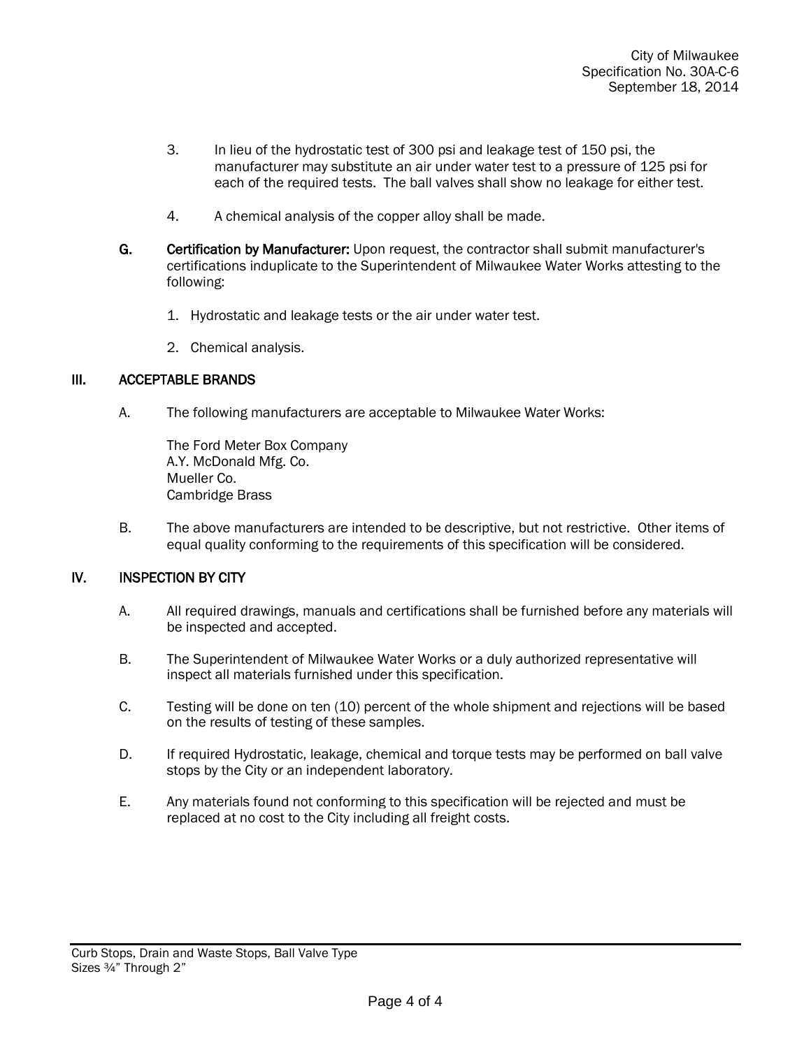3. In lieu of the hydrostatic test of 300 psi and leakage test of 150 psi, the manufacturer may substitute an air under water test to a pressure of 125 psi for each of the required tests. The ball valves shall show no leakage for either test.

4. A chemical analysis of the copper alloy shall be made.

**G. Certification by Manufacturer:** Upon request, the contractor shall submit manufacturer's certifications induplicate to the Superintendent of Milwaukee Water Works attesting to the following:

1. Hydrostatic and leakage tests or the air under water test.
2. Chemical analysis.

## III. ACCEPTABLE BRANDS

A. The following manufacturers are acceptable to Milwaukee Water Works:

The Ford Meter Box Company
A.Y. McDonald Mfg. Co.
Mueller Co.
Cambridge Brass

B. The above manufacturers are intended to be descriptive, but not restrictive. Other items of equal quality conforming to the requirements of this specification will be considered.

## IV. INSPECTION BY CITY

A. All required drawings, manuals and certifications shall be furnished before any materials will be inspected and accepted.

B. The Superintendent of Milwaukee Water Works or a duly authorized representative will inspect all materials furnished under this specification.

C. Testing will be done on ten (10) percent of the whole shipment and rejections will be based on the results of testing of these samples.

D. If required Hydrostatic, leakage, chemical and torque tests may be performed on ball valve stops by the City or an independent laboratory.

E. Any materials found not conforming to this specification will be rejected and must be replaced at no cost to the City including all freight costs.